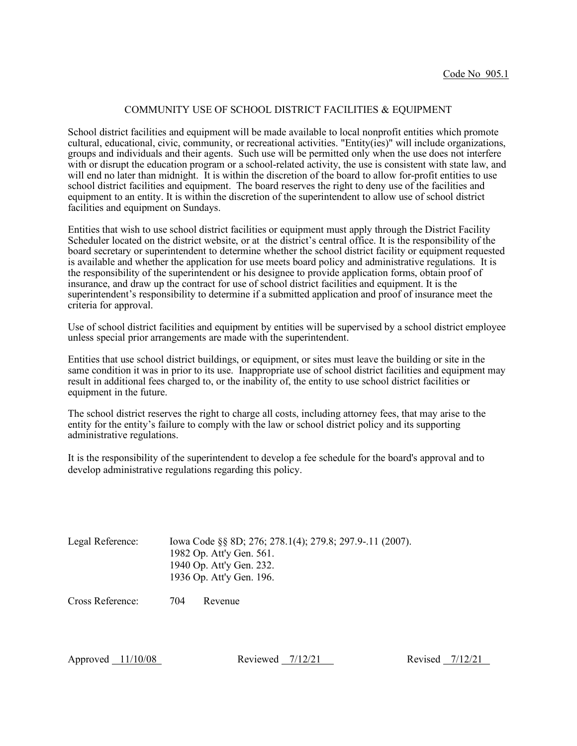Code No 905.1

# COMMUNITY USE OF SCHOOL DISTRICT FACILITIES & EQUIPMENT

School district facilities and equipment will be made available to local nonprofit entities which promote cultural, educational, civic, community, or recreational activities. "Entity(ies)" will include organizations, groups and individuals and their agents. Such use will be permitted only when the use does not interfere with or disrupt the education program or a school-related activity, the use is consistent with state law, and will end no later than midnight. It is within the discretion of the board to allow for-profit entities to use school district facilities and equipment. The board reserves the right to deny use of the facilities and equipment to an entity. It is within the discretion of the superintendent to allow use of school district facilities and equipment on Sundays.

Entities that wish to use school district facilities or equipment must apply through the District Facility Scheduler located on the district website, or at the district's central office. It is the responsibility of the board secretary or superintendent to determine whether the school district facility or equipment requested is available and whether the application for use meets board policy and administrative regulations. It is the responsibility of the superintendent or his designee to provide application forms, obtain proof of insurance, and draw up the contract for use of school district facilities and equipment. It is the superintendent's responsibility to determine if a submitted application and proof of insurance meet the criteria for approval.

Use of school district facilities and equipment by entities will be supervised by a school district employee unless special prior arrangements are made with the superintendent.

Entities that use school district buildings, or equipment, or sites must leave the building or site in the same condition it was in prior to its use. Inappropriate use of school district facilities and equipment may result in additional fees charged to, or the inability of, the entity to use school district facilities or equipment in the future.

The school district reserves the right to charge all costs, including attorney fees, that may arise to the entity for the entity's failure to comply with the law or school district policy and its supporting administrative regulations.

It is the responsibility of the superintendent to develop a fee schedule for the board's approval and to develop administrative regulations regarding this policy.

Legal Reference: Iowa Code §§ 8D; 276; 278.1(4); 279.8; 297.9-.11 (2007).
1982 Op. Att'y Gen. 561.
1940 Op. Att'y Gen. 232.
1936 Op. Att'y Gen. 196.

Cross Reference: 704 Revenue

Approved 11/10/08 Reviewed 7/12/21 Revised 7/12/21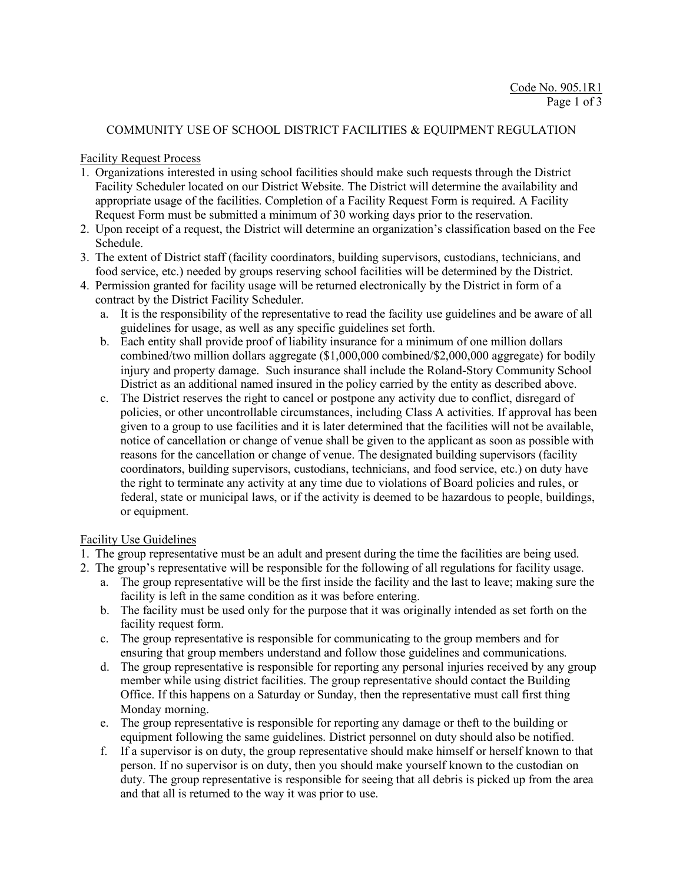# COMMUNITY USE OF SCHOOL DISTRICT FACILITIES & EQUIPMENT REGULATION

## Facility Request Process

1. Organizations interested in using school facilities should make such requests through the District Facility Scheduler located on our District Website. The District will determine the availability and appropriate usage of the facilities. Completion of a Facility Request Form is required. A Facility Request Form must be submitted a minimum of 30 working days prior to the reservation.
2. Upon receipt of a request, the District will determine an organization's classification based on the Fee Schedule.
3. The extent of District staff (facility coordinators, building supervisors, custodians, technicians, and food service, etc.) needed by groups reserving school facilities will be determined by the District.
4. Permission granted for facility usage will be returned electronically by the District in form of a contract by the District Facility Scheduler.
   a. It is the responsibility of the representative to read the facility use guidelines and be aware of all guidelines for usage, as well as any specific guidelines set forth.
   b. Each entity shall provide proof of liability insurance for a minimum of one million dollars combined/two million dollars aggregate ($1,000,000 combined/$2,000,000 aggregate) for bodily injury and property damage. Such insurance shall include the Roland-Story Community School District as an additional named insured in the policy carried by the entity as described above.
   c. The District reserves the right to cancel or postpone any activity due to conflict, disregard of policies, or other uncontrollable circumstances, including Class A activities. If approval has been given to a group to use facilities and it is later determined that the facilities will not be available, notice of cancellation or change of venue shall be given to the applicant as soon as possible with reasons for the cancellation or change of venue. The designated building supervisors (facility coordinators, building supervisors, custodians, technicians, and food service, etc.) on duty have the right to terminate any activity at any time due to violations of Board policies and rules, or federal, state or municipal laws, or if the activity is deemed to be hazardous to people, buildings, or equipment.

## Facility Use Guidelines

1. The group representative must be an adult and present during the time the facilities are being used.
2. The group's representative will be responsible for the following of all regulations for facility usage.
   a. The group representative will be the first inside the facility and the last to leave; making sure the facility is left in the same condition as it was before entering.
   b. The facility must be used only for the purpose that it was originally intended as set forth on the facility request form.
   c. The group representative is responsible for communicating to the group members and for ensuring that group members understand and follow those guidelines and communications.
   d. The group representative is responsible for reporting any personal injuries received by any group member while using district facilities. The group representative should contact the Building Office. If this happens on a Saturday or Sunday, then the representative must call first thing Monday morning.
   e. The group representative is responsible for reporting any damage or theft to the building or equipment following the same guidelines. District personnel on duty should also be notified.
   f. If a supervisor is on duty, the group representative should make himself or herself known to that person. If no supervisor is on duty, then you should make yourself known to the custodian on duty. The group representative is responsible for seeing that all debris is picked up from the area and that all is returned to the way it was prior to use.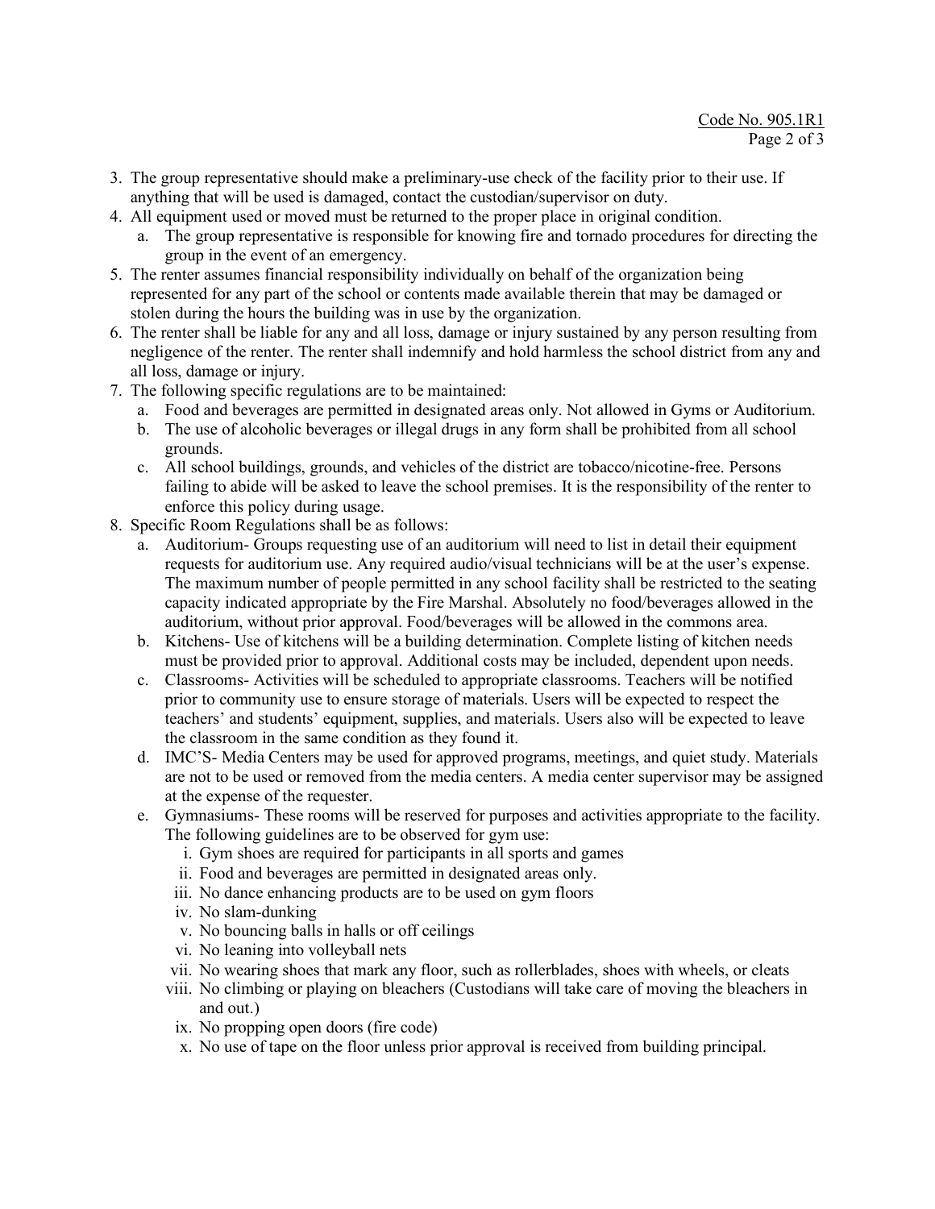3. The group representative should make a preliminary-use check of the facility prior to their use. If anything that will be used is damaged, contact the custodian/supervisor on duty.
4. All equipment used or moved must be returned to the proper place in original condition.
   a. The group representative is responsible for knowing fire and tornado procedures for directing the group in the event of an emergency.
5. The renter assumes financial responsibility individually on behalf of the organization being represented for any part of the school or contents made available therein that may be damaged or stolen during the hours the building was in use by the organization.
6. The renter shall be liable for any and all loss, damage or injury sustained by any person resulting from negligence of the renter. The renter shall indemnify and hold harmless the school district from any and all loss, damage or injury.
7. The following specific regulations are to be maintained:
   a. Food and beverages are permitted in designated areas only. Not allowed in Gyms or Auditorium.
   b. The use of alcoholic beverages or illegal drugs in any form shall be prohibited from all school grounds.
   c. All school buildings, grounds, and vehicles of the district are tobacco/nicotine-free. Persons failing to abide will be asked to leave the school premises. It is the responsibility of the renter to enforce this policy during usage.
8. Specific Room Regulations shall be as follows:
   a. Auditorium- Groups requesting use of an auditorium will need to list in detail their equipment requests for auditorium use. Any required audio/visual technicians will be at the user's expense. The maximum number of people permitted in any school facility shall be restricted to the seating capacity indicated appropriate by the Fire Marshal. Absolutely no food/beverages allowed in the auditorium, without prior approval. Food/beverages will be allowed in the commons area.
   b. Kitchens- Use of kitchens will be a building determination. Complete listing of kitchen needs must be provided prior to approval. Additional costs may be included, dependent upon needs.
   c. Classrooms- Activities will be scheduled to appropriate classrooms. Teachers will be notified prior to community use to ensure storage of materials. Users will be expected to respect the teachers' and students' equipment, supplies, and materials. Users also will be expected to leave the classroom in the same condition as they found it.
   d. IMC'S- Media Centers may be used for approved programs, meetings, and quiet study. Materials are not to be used or removed from the media centers. A media center supervisor may be assigned at the expense of the requester.
   e. Gymnasiums- These rooms will be reserved for purposes and activities appropriate to the facility. The following guidelines are to be observed for gym use:
      i. Gym shoes are required for participants in all sports and games
      ii. Food and beverages are permitted in designated areas only.
      iii. No dance enhancing products are to be used on gym floors
      iv. No slam-dunking
      v. No bouncing balls in halls or off ceilings
      vi. No leaning into volleyball nets
      vii. No wearing shoes that mark any floor, such as rollerblades, shoes with wheels, or cleats
      viii. No climbing or playing on bleachers (Custodians will take care of moving the bleachers in and out.)
      ix. No propping open doors (fire code)
      x. No use of tape on the floor unless prior approval is received from building principal.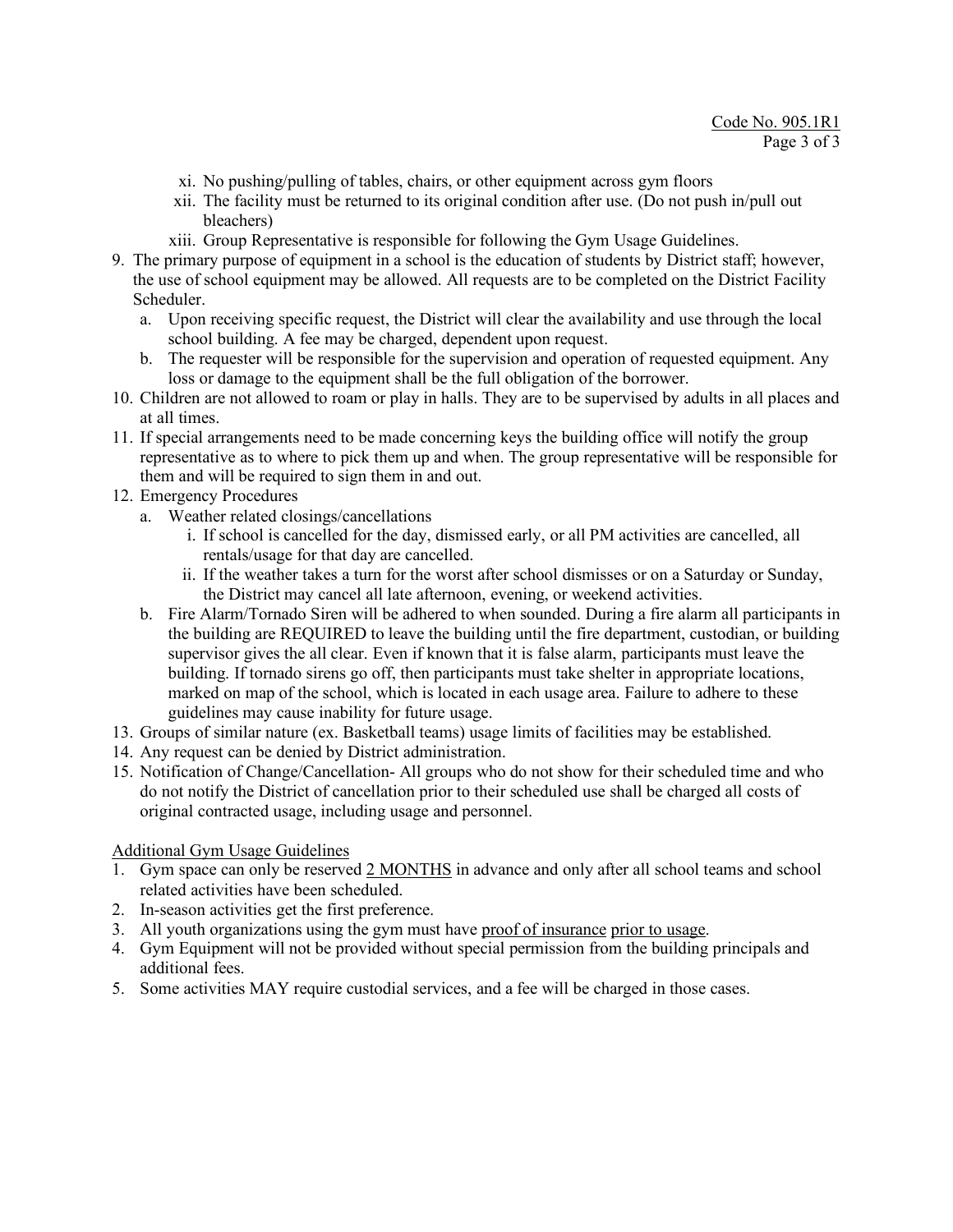xi. No pushing/pulling of tables, chairs, or other equipment across gym floors

xii. The facility must be returned to its original condition after use. (Do not push in/pull out bleachers)

xiii. Group Representative is responsible for following the Gym Usage Guidelines.

9. The primary purpose of equipment in a school is the education of students by District staff; however, the use of school equipment may be allowed. All requests are to be completed on the District Facility Scheduler.
   a. Upon receiving specific request, the District will clear the availability and use through the local school building. A fee may be charged, dependent upon request.
   b. The requester will be responsible for the supervision and operation of requested equipment. Any loss or damage to the equipment shall be the full obligation of the borrower.
10. Children are not allowed to roam or play in halls. They are to be supervised by adults in all places and at all times.
11. If special arrangements need to be made concerning keys the building office will notify the group representative as to where to pick them up and when. The group representative will be responsible for them and will be required to sign them in and out.
12. Emergency Procedures
    a. Weather related closings/cancellations
       i. If school is cancelled for the day, dismissed early, or all PM activities are cancelled, all rentals/usage for that day are cancelled.
       ii. If the weather takes a turn for the worst after school dismisses or on a Saturday or Sunday, the District may cancel all late afternoon, evening, or weekend activities.
    b. Fire Alarm/Tornado Siren will be adhered to when sounded. During a fire alarm all participants in the building are REQUIRED to leave the building until the fire department, custodian, or building supervisor gives the all clear. Even if known that it is false alarm, participants must leave the building. If tornado sirens go off, then participants must take shelter in appropriate locations, marked on map of the school, which is located in each usage area. Failure to adhere to these guidelines may cause inability for future usage.
13. Groups of similar nature (ex. Basketball teams) usage limits of facilities may be established.
14. Any request can be denied by District administration.
15. Notification of Change/Cancellation- All groups who do not show for their scheduled time and who do not notify the District of cancellation prior to their scheduled use shall be charged all costs of original contracted usage, including usage and personnel.

Additional Gym Usage Guidelines

1. Gym space can only be reserved 2 MONTHS in advance and only after all school teams and school related activities have been scheduled.
2. In-season activities get the first preference.
3. All youth organizations using the gym must have proof of insurance prior to usage.
4. Gym Equipment will not be provided without special permission from the building principals and additional fees.
5. Some activities MAY require custodial services, and a fee will be charged in those cases.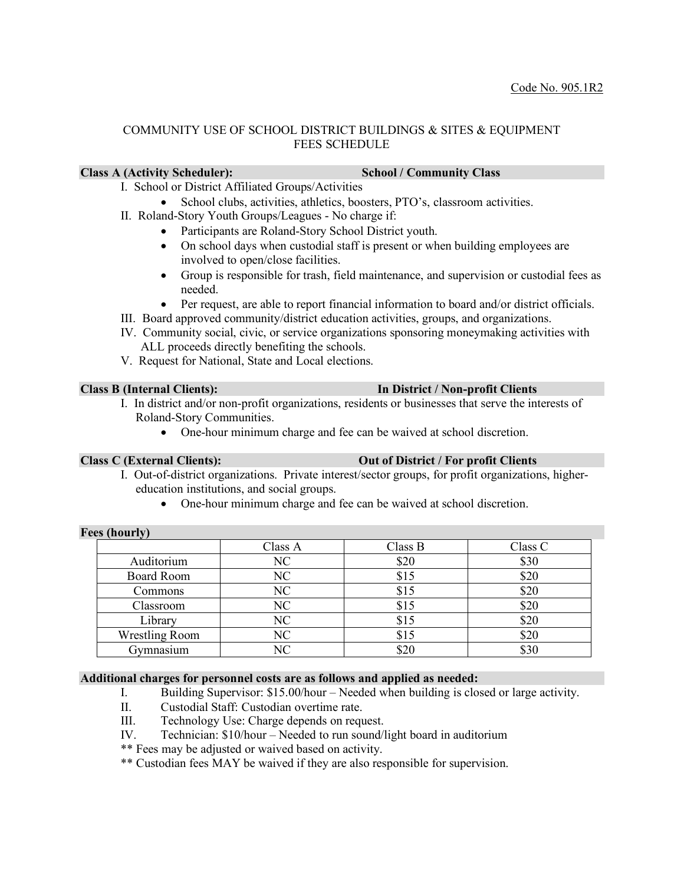Code No. 905.1R2

# COMMUNITY USE OF SCHOOL DISTRICT BUILDINGS & SITES & EQUIPMENT FEES SCHEDULE

**Class A (Activity Scheduler): School / Community Class**

I. School or District Affiliated Groups/Activities
- School clubs, activities, athletics, boosters, PTO's, classroom activities.

II. Roland-Story Youth Groups/Leagues - No charge if:
- Participants are Roland-Story School District youth.
- On school days when custodial staff is present or when building employees are involved to open/close facilities.
- Group is responsible for trash, field maintenance, and supervision or custodial fees as needed.
- Per request, are able to report financial information to board and/or district officials.

III. Board approved community/district education activities, groups, and organizations.

IV. Community social, civic, or service organizations sponsoring moneymaking activities with ALL proceeds directly benefiting the schools.

V. Request for National, State and Local elections.

**Class B (Internal Clients): In District / Non-profit Clients**

I. In district and/or non-profit organizations, residents or businesses that serve the interests of Roland-Story Communities.
- One-hour minimum charge and fee can be waived at school discretion.

**Class C (External Clients): Out of District / For profit Clients**

I. Out-of-district organizations. Private interest/sector groups, for profit organizations, higher-education institutions, and social groups.
- One-hour minimum charge and fee can be waived at school discretion.

**Fees (hourly)**

| | Class A | Class B | Class C |
|---|---|---|---|
| Auditorium | NC | $20 | $30 |
| Board Room | NC | $15 | $20 |
| Commons | NC | $15 | $20 |
| Classroom | NC | $15 | $20 |
| Library | NC | $15 | $20 |
| Wrestling Room | NC | $15 | $20 |
| Gymnasium | NC | $20 | $30 |

**Additional charges for personnel costs are as follows and applied as needed:**

I. Building Supervisor: $15.00/hour – Needed when building is closed or large activity.

II. Custodial Staff: Custodian overtime rate.

III. Technology Use: Charge depends on request.

IV. Technician: $10/hour – Needed to run sound/light board in auditorium

** Fees may be adjusted or waived based on activity.

** Custodian fees MAY be waived if they are also responsible for supervision.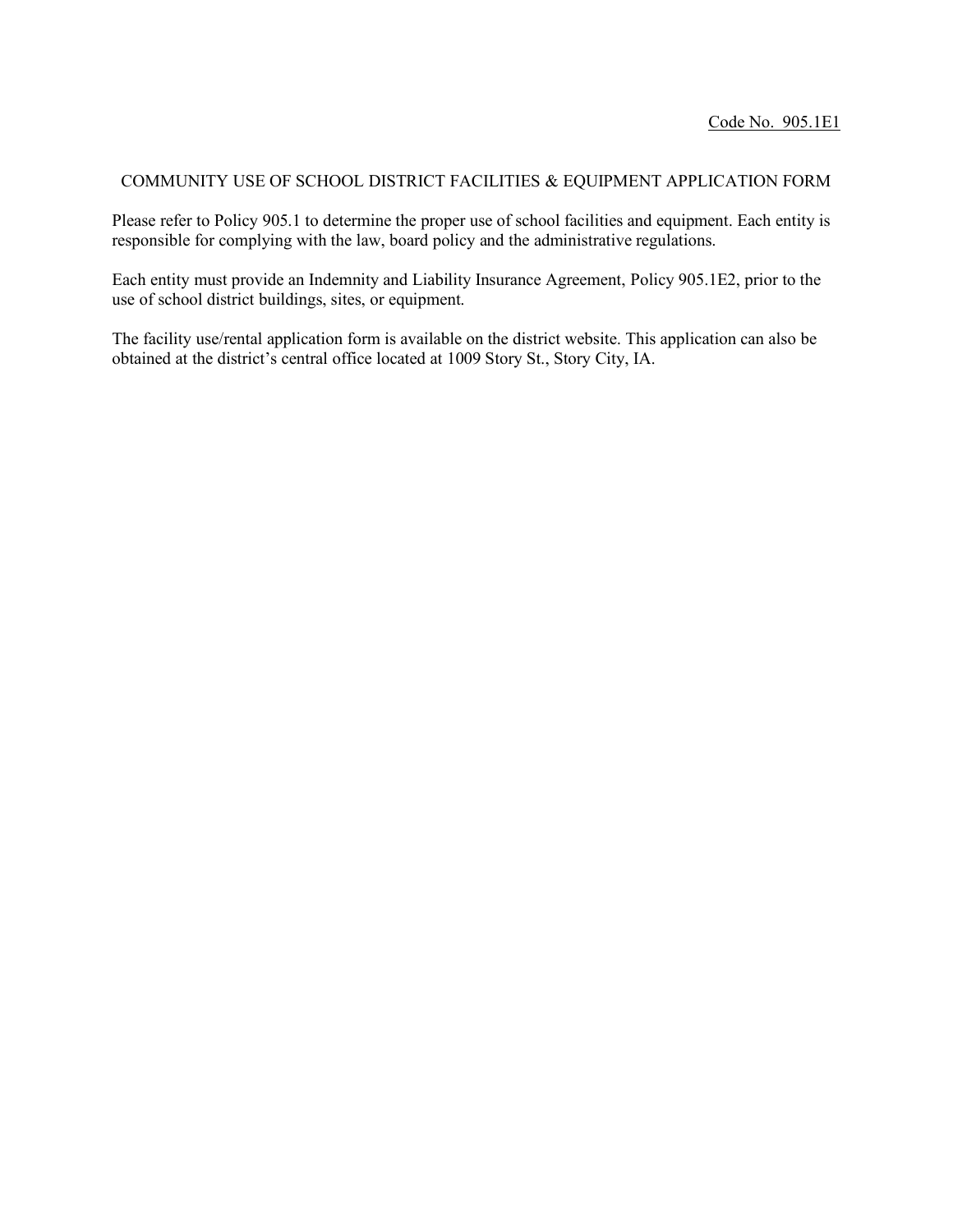Code No. 905.1E1

## COMMUNITY USE OF SCHOOL DISTRICT FACILITIES & EQUIPMENT APPLICATION FORM

Please refer to Policy 905.1 to determine the proper use of school facilities and equipment. Each entity is responsible for complying with the law, board policy and the administrative regulations.

Each entity must provide an Indemnity and Liability Insurance Agreement, Policy 905.1E2, prior to the use of school district buildings, sites, or equipment.

The facility use/rental application form is available on the district website. This application can also be obtained at the district's central office located at 1009 Story St., Story City, IA.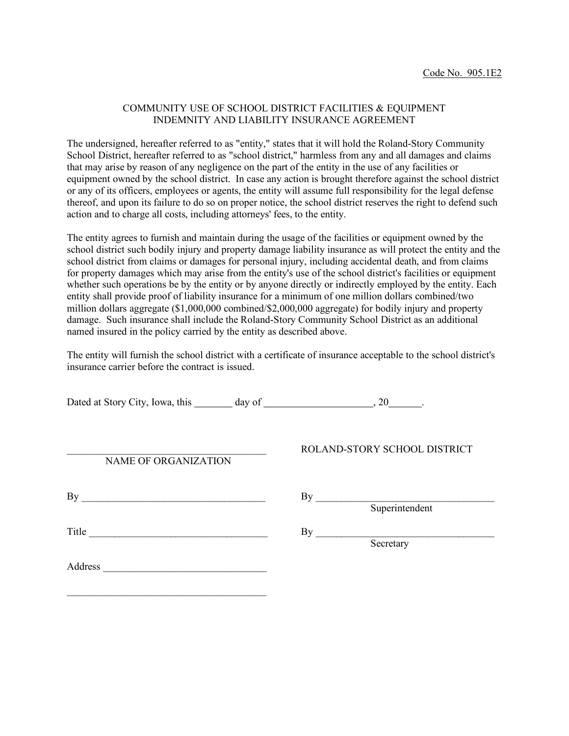Code No. 905.1E2

# COMMUNITY USE OF SCHOOL DISTRICT FACILITIES & EQUIPMENT INDEMNITY AND LIABILITY INSURANCE AGREEMENT

The undersigned, hereafter referred to as "entity," states that it will hold the Roland-Story Community School District, hereafter referred to as "school district," harmless from any and all damages and claims that may arise by reason of any negligence on the part of the entity in the use of any facilities or equipment owned by the school district. In case any action is brought therefore against the school district or any of its officers, employees or agents, the entity will assume full responsibility for the legal defense thereof, and upon its failure to do so on proper notice, the school district reserves the right to defend such action and to charge all costs, including attorneys' fees, to the entity.

The entity agrees to furnish and maintain during the usage of the facilities or equipment owned by the school district such bodily injury and property damage liability insurance as will protect the entity and the school district from claims or damages for personal injury, including accidental death, and from claims for property damages which may arise from the entity's use of the school district's facilities or equipment whether such operations be by the entity or by anyone directly or indirectly employed by the entity. Each entity shall provide proof of liability insurance for a minimum of one million dollars combined/two million dollars aggregate ($1,000,000 combined/$2,000,000 aggregate) for bodily injury and property damage. Such insurance shall include the Roland-Story Community School District as an additional named insured in the policy carried by the entity as described above.

The entity will furnish the school district with a certificate of insurance acceptable to the school district's insurance carrier before the contract is issued.

Dated at Story City, Iowa, this ________ day of ______________________, 20______.

______________________________________
NAME OF ORGANIZATION

By ___________________________________

Title _________________________________

Address ______________________________

______________________________________

ROLAND-STORY SCHOOL DISTRICT

By ___________________________________
Superintendent

By ___________________________________
Secretary